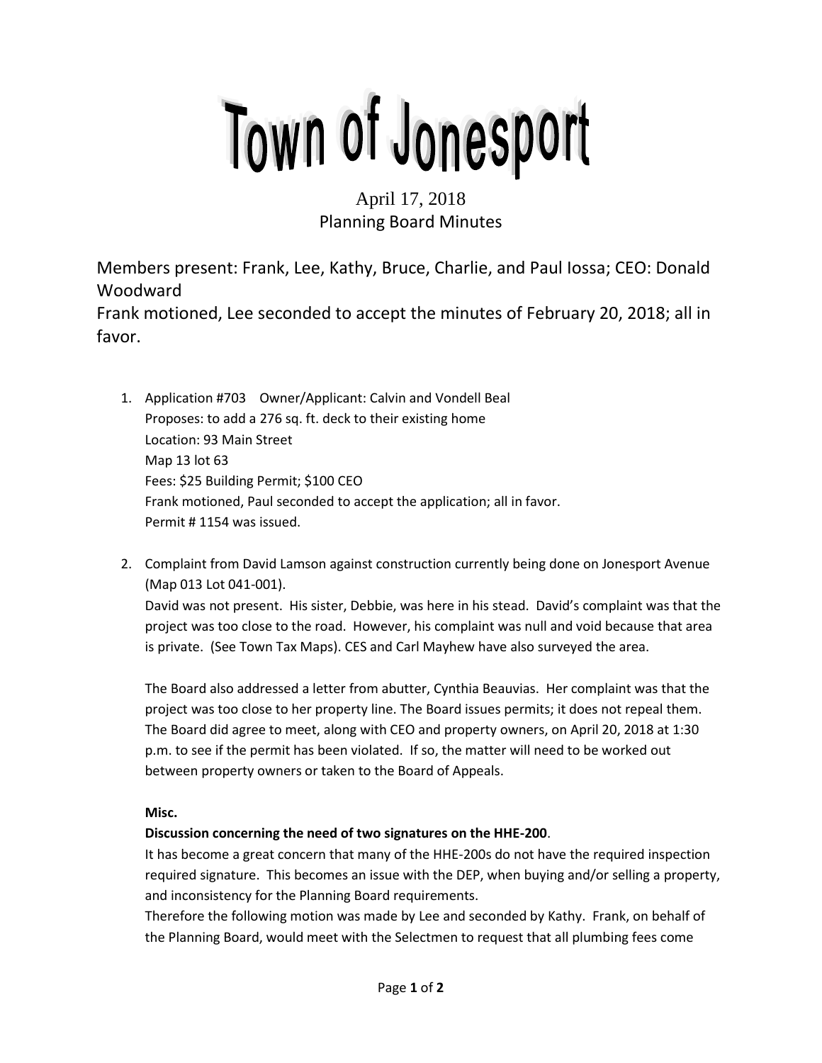# Town of Jonesport

April 17, 2018
Planning Board Minutes

Members present: Frank, Lee, Kathy, Bruce, Charlie, and Paul Iossa; CEO: Donald Woodward

Frank motioned, Lee seconded to accept the minutes of February 20, 2018; all in favor.

1. Application #703 Owner/Applicant: Calvin and Vondell Beal
   Proposes: to add a 276 sq. ft. deck to their existing home
   Location: 93 Main Street
   Map 13 lot 63
   Fees: $25 Building Permit; $100 CEO
   Frank motioned, Paul seconded to accept the application; all in favor.
   Permit # 1154 was issued.

2. Complaint from David Lamson against construction currently being done on Jonesport Avenue (Map 013 Lot 041-001).
   David was not present. His sister, Debbie, was here in his stead. David's complaint was that the project was too close to the road. However, his complaint was null and void because that area is private. (See Town Tax Maps). CES and Carl Mayhew have also surveyed the area.

   The Board also addressed a letter from abutter, Cynthia Beauvias. Her complaint was that the project was too close to her property line. The Board issues permits; it does not repeal them. The Board did agree to meet, along with CEO and property owners, on April 20, 2018 at 1:30 p.m. to see if the permit has been violated. If so, the matter will need to be worked out between property owners or taken to the Board of Appeals.

   **Misc.**

   **Discussion concerning the need of two signatures on the HHE-200**.

   It has become a great concern that many of the HHE-200s do not have the required inspection required signature. This becomes an issue with the DEP, when buying and/or selling a property, and inconsistency for the Planning Board requirements.

   Therefore the following motion was made by Lee and seconded by Kathy. Frank, on behalf of the Planning Board, would meet with the Selectmen to request that all plumbing fees come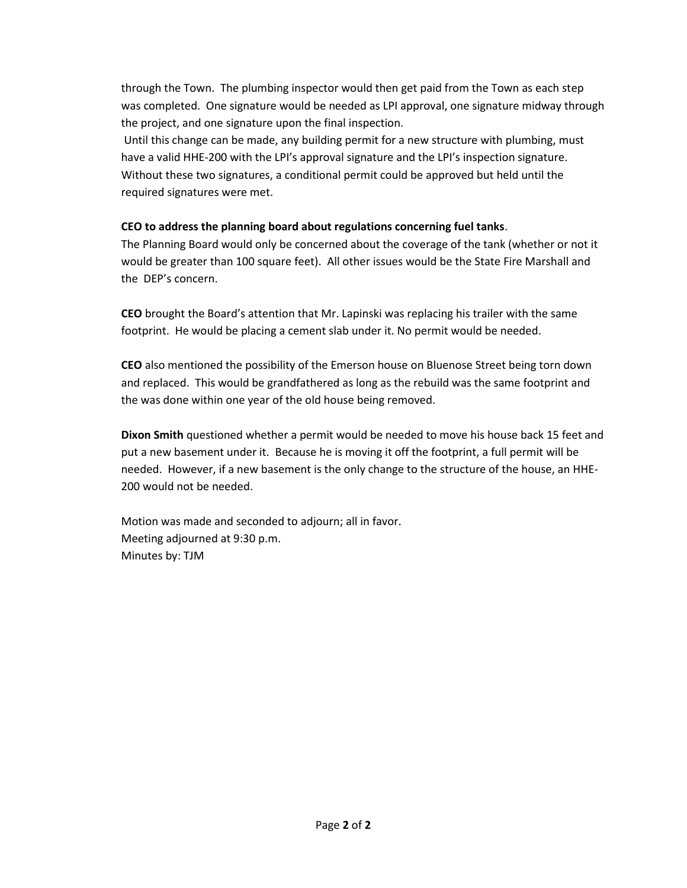through the Town. The plumbing inspector would then get paid from the Town as each step was completed. One signature would be needed as LPI approval, one signature midway through the project, and one signature upon the final inspection.

Until this change can be made, any building permit for a new structure with plumbing, must have a valid HHE-200 with the LPI's approval signature and the LPI's inspection signature. Without these two signatures, a conditional permit could be approved but held until the required signatures were met.

**CEO to address the planning board about regulations concerning fuel tanks**.
The Planning Board would only be concerned about the coverage of the tank (whether or not it would be greater than 100 square feet). All other issues would be the State Fire Marshall and the DEP's concern.

**CEO** brought the Board's attention that Mr. Lapinski was replacing his trailer with the same footprint. He would be placing a cement slab under it. No permit would be needed.

**CEO** also mentioned the possibility of the Emerson house on Bluenose Street being torn down and replaced. This would be grandfathered as long as the rebuild was the same footprint and the was done within one year of the old house being removed.

**Dixon Smith** questioned whether a permit would be needed to move his house back 15 feet and put a new basement under it. Because he is moving it off the footprint, a full permit will be needed. However, if a new basement is the only change to the structure of the house, an HHE-200 would not be needed.

Motion was made and seconded to adjourn; all in favor.
Meeting adjourned at 9:30 p.m.
Minutes by: TJM